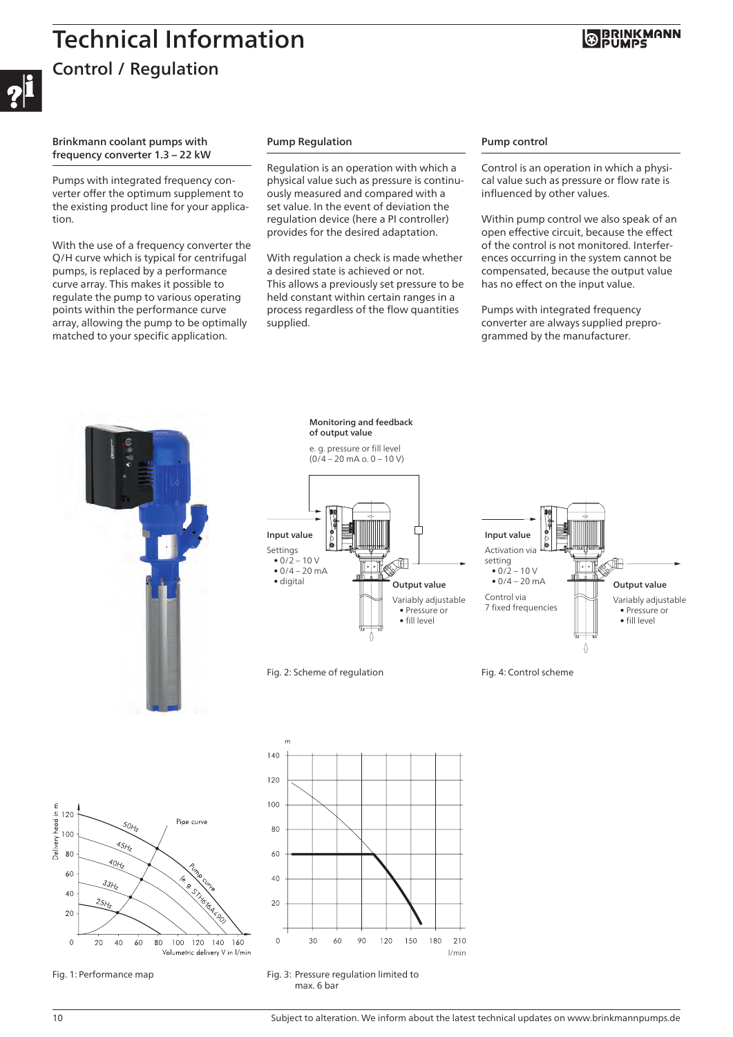# Technical Information

## Control / Regulation

### Brinkmann coolant pumps with frequency converter 1.3 – 22 kW

Pumps with integrated frequency converter offer the optimum supplement to the existing product line for your application.

With the use of a frequency converter the Q/H curve which is typical for centrifugal pumps, is replaced by a performance curve array. This makes it possible to regulate the pump to various operating points within the performance curve array, allowing the pump to be optimally matched to your specific application.

### Pump Regulation

Regulation is an operation with which a physical value such as pressure is continuously measured and compared with a set value. In the event of deviation the regulation device (here a PI controller) provides for the desired adaptation.

With regulation a check is made whether a desired state is achieved or not. This allows a previously set pressure to be held constant within certain ranges in a process regardless of the flow quantities supplied.

### Pump control

Control is an operation in which a physical value such as pressure or flow rate is influenced by other values.

Within pump control we also speak of an open effective circuit, because the effect of the control is not monitored. Interferences occurring in the system cannot be compensated, because the output value has no effect on the input value.

Pumps with integrated frequency converter are always supplied preprogrammed by the manufacturer.

**Monitoring and feedback of output value**
e. g. pressure or fill level (0/4 – 20 mA o. 0 – 10 V)

**Input value**
Settings
- 0/2 – 10 V
- 0/4 – 20 mA
- digital

**Output value**
Variably adjustable
- Pressure or
- fill level

Fig. 2: Scheme of regulation

**Input value**
Activation via setting
- 0/2 – 10 V
- 0/4 – 20 mA

Control via 7 fixed frequencies

**Output value**
Variably adjustable
- Pressure or
- fill level

Fig. 4: Control scheme

Fig. 1: Performance map

Fig. 3: Pressure regulation limited to max. 6 bar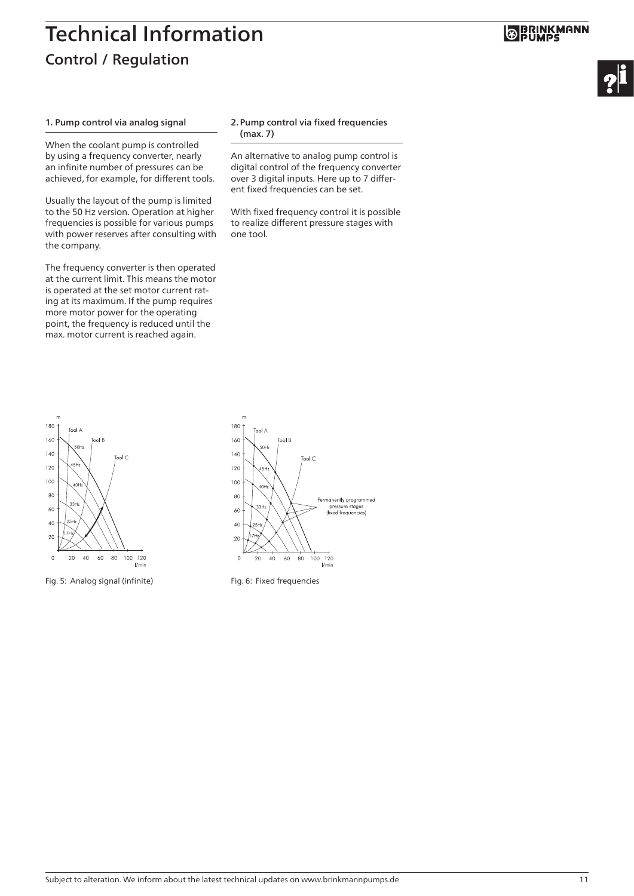# Technical Information

## Control / Regulation

### 1. Pump control via analog signal

When the coolant pump is controlled by using a frequency converter, nearly an infinite number of pressures can be achieved, for example, for different tools.

Usually the layout of the pump is limited to the 50 Hz version. Operation at higher frequencies is possible for various pumps with power reserves after consulting with the company.

The frequency converter is then operated at the current limit. This means the motor is operated at the set motor current rating at its maximum. If the pump requires more motor power for the operating point, the frequency is reduced until the max. motor current is reached again.

### 2. Pump control via fixed frequencies (max. 7)

An alternative to analog pump control is digital control of the frequency converter over 3 digital inputs. Here up to 7 different fixed frequencies can be set.

With fixed frequency control it is possible to realize different pressure stages with one tool.

Fig. 5: Analog signal (infinite)

Fig. 6: Fixed frequencies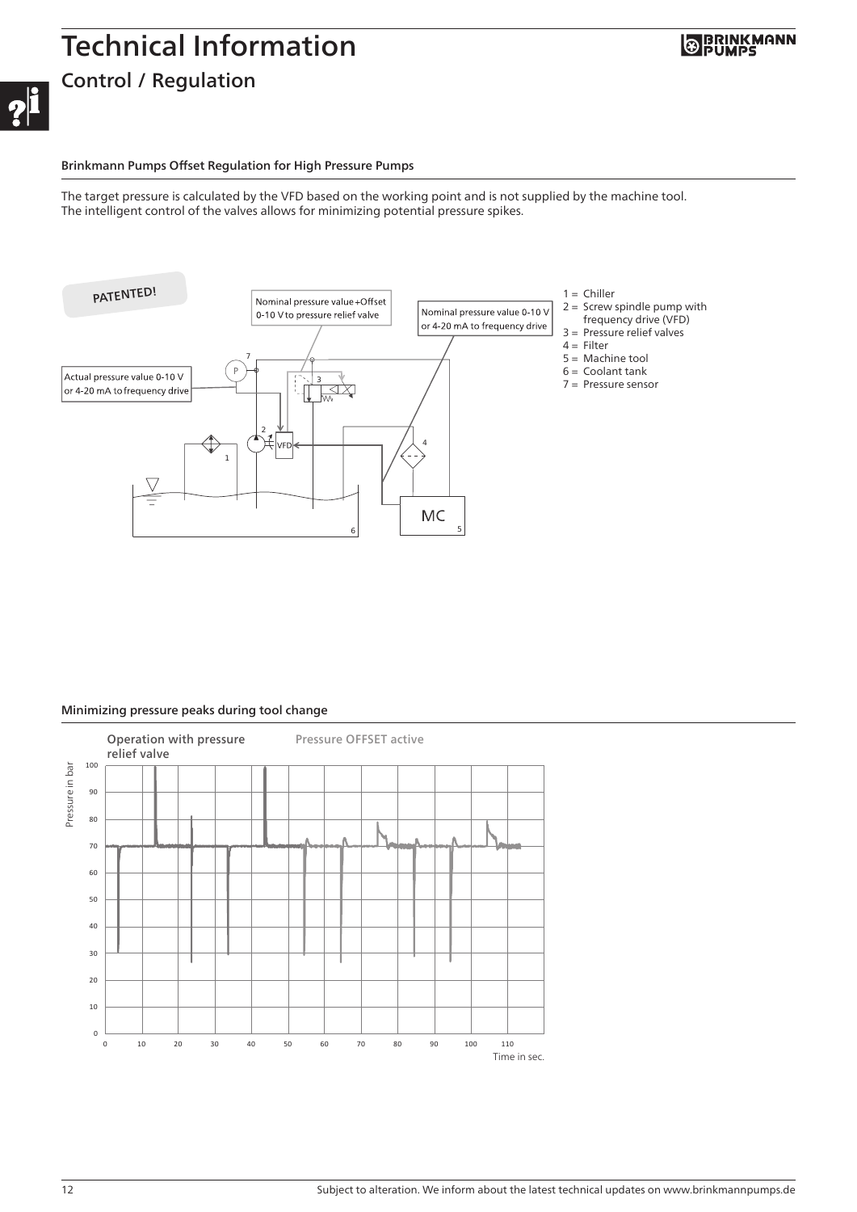# Technical Information

## Control / Regulation

### Brinkmann Pumps Offset Regulation for High Pressure Pumps

The target pressure is calculated by the VFD based on the working point and is not supplied by the machine tool.
The intelligent control of the valves allows for minimizing potential pressure spikes.

PATENTED!

Nominal pressure value+Offset 0-10 V to pressure relief valve

Nominal pressure value 0-10 V or 4-20 mA to frequency drive

Actual pressure value 0-10 V or 4-20 mA to frequency drive

1 = Chiller
2 = Screw spindle pump with frequency drive (VFD)
3 = Pressure relief valves
4 = Filter
5 = Machine tool
6 = Coolant tank
7 = Pressure sensor

### Minimizing pressure peaks during tool change

Operation with pressure relief valve

Pressure OFFSET active

Pressure in bar

Time in sec.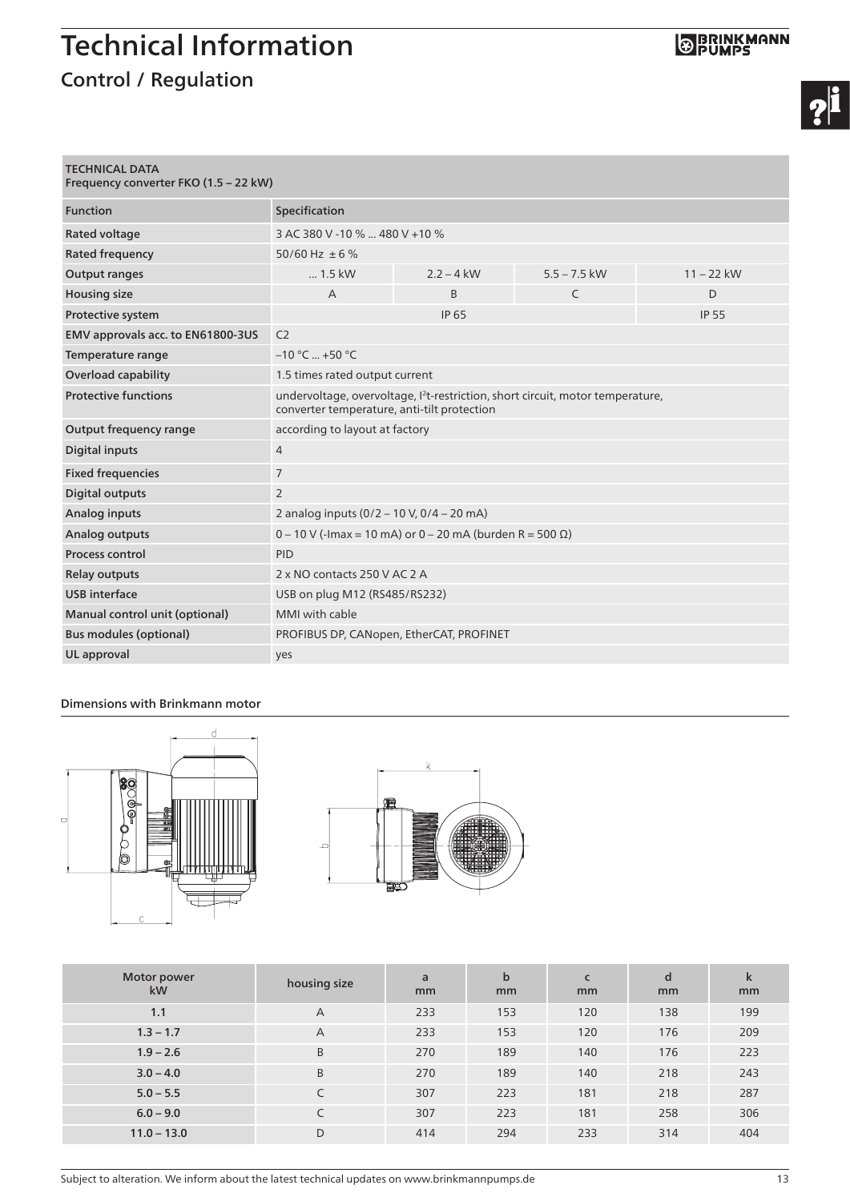# Technical Information

## Control / Regulation

| TECHNICAL DATA<br>Frequency converter FKO (1.5 – 22 kW) | | | | |
|---|---|---|---|---|
| **Function** | **Specification** | | | |
| **Rated voltage** | 3 AC 380 V -10 % ... 480 V +10 % | | | |
| **Rated frequency** | 50/60 Hz ± 6 % | | | |
| **Output ranges** | ... 1.5 kW | 2.2 – 4 kW | 5.5 – 7.5 kW | 11 – 22 kW |
| **Housing size** | A | B | C | D |
| **Protective system** | IP 65 | | | IP 55 |
| **EMV approvals acc. to EN61800-3US** | C2 | | | |
| **Temperature range** | –10 °C ... +50 °C | | | |
| **Overload capability** | 1.5 times rated output current | | | |
| **Protective functions** | undervoltage, overvoltage, I²t-restriction, short circuit, motor temperature, converter temperature, anti-tilt protection | | | |
| **Output frequency range** | according to layout at factory | | | |
| **Digital inputs** | 4 | | | |
| **Fixed frequencies** | 7 | | | |
| **Digital outputs** | 2 | | | |
| **Analog inputs** | 2 analog inputs (0/2 – 10 V, 0/4 – 20 mA) | | | |
| **Analog outputs** | 0 – 10 V (-Imax = 10 mA) or 0 – 20 mA (burden R = 500 Ω) | | | |
| **Process control** | PID | | | |
| **Relay outputs** | 2 x NO contacts 250 V AC 2 A | | | |
| **USB interface** | USB on plug M12 (RS485/RS232) | | | |
| **Manual control unit (optional)** | MMI with cable | | | |
| **Bus modules (optional)** | PROFIBUS DP, CANopen, EtherCAT, PROFINET | | | |
| **UL approval** | yes | | | |

**Dimensions with Brinkmann motor**

d

a

c

k

b

| Motor power kW | housing size | a mm | b mm | c mm | d mm | k mm |
|---|---|---|---|---|---|---|
| **1.1** | A | 233 | 153 | 120 | 138 | 199 |
| **1.3 – 1.7** | A | 233 | 153 | 120 | 176 | 209 |
| **1.9 – 2.6** | B | 270 | 189 | 140 | 176 | 223 |
| **3.0 – 4.0** | B | 270 | 189 | 140 | 218 | 243 |
| **5.0 – 5.5** | C | 307 | 223 | 181 | 218 | 287 |
| **6.0 – 9.0** | C | 307 | 223 | 181 | 258 | 306 |
| **11.0 – 13.0** | D | 414 | 294 | 233 | 314 | 404 |

Subject to alteration. We inform about the latest technical updates on www.brinkmannpumps.de